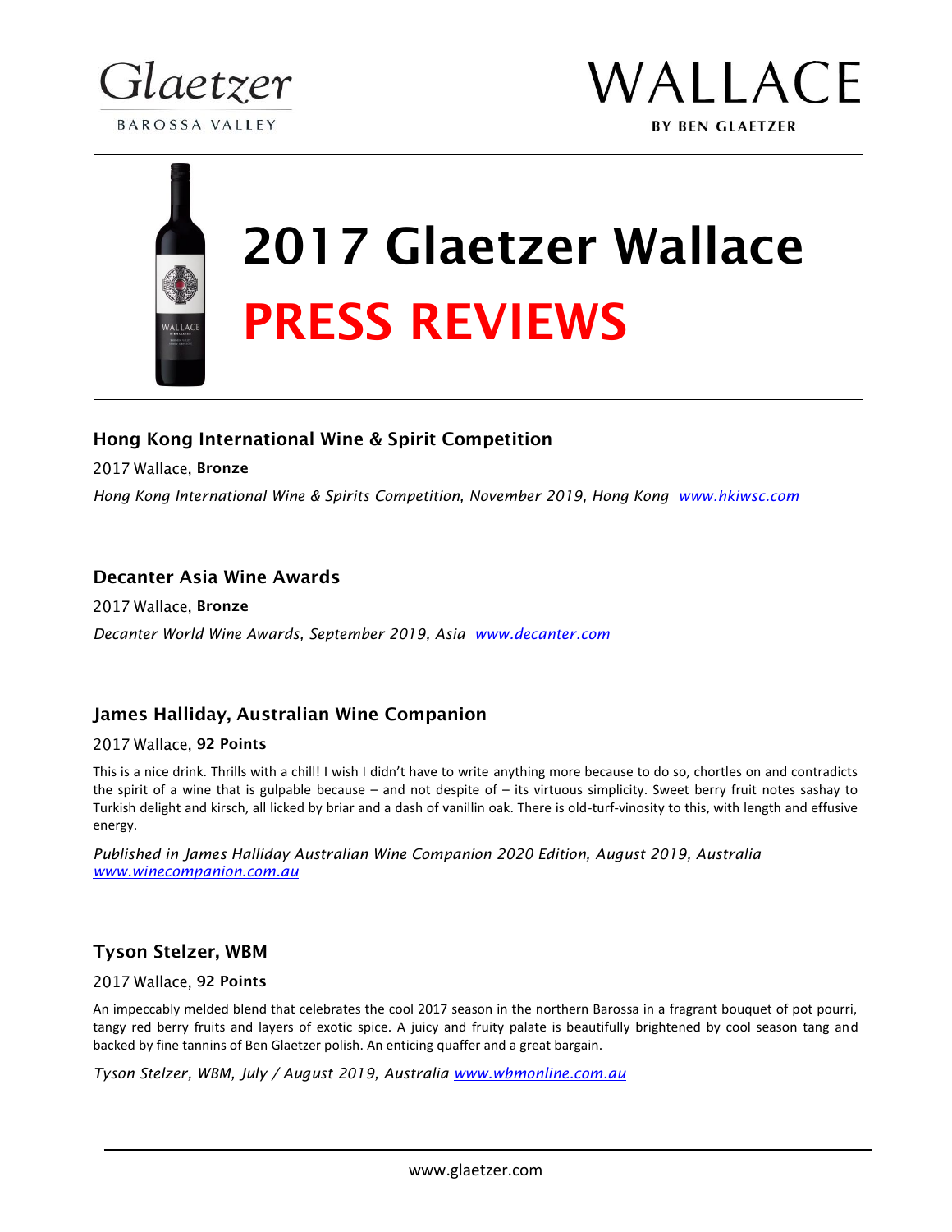Glaetzer

BAROSSA VALLEY

WALLACE

BY BEN GLAETZER

# 2017 Glaetzer Wallace

# PRESS REVIEWS

### Hong Kong International Wine & Spirit Competition

2017 Wallace, **Bronze**

*Hong Kong International Wine & Spirits Competition, November 2019, Hong Kong [www.hkiwsc.com](http://www.hkiwsc.com)*

### Decanter Asia Wine Awards

2017 Wallace, **Bronze**

*Decanter World Wine Awards, September 2019, Asia [www.decanter.com](http://www.decanter.com)*

### James Halliday, Australian Wine Companion

2017 Wallace, **92 Points**

This is a nice drink. Thrills with a chill! I wish I didn't have to write anything more because to do so, chortles on and contradicts the spirit of a wine that is gulpable because – and not despite of – its virtuous simplicity. Sweet berry fruit notes sashay to Turkish delight and kirsch, all licked by briar and a dash of vanillin oak. There is old-turf-vinosity to this, with length and effusive energy.

*Published in James Halliday Australian Wine Companion 2020 Edition, August 2019, Australia [www.winecompanion.com.au](http://www.winecompanion.com.au)*

### Tyson Stelzer, WBM

2017 Wallace, **92 Points**

An impeccably melded blend that celebrates the cool 2017 season in the northern Barossa in a fragrant bouquet of pot pourri, tangy red berry fruits and layers of exotic spice. A juicy and fruity palate is beautifully brightened by cool season tang and backed by fine tannins of Ben Glaetzer polish. An enticing quaffer and a great bargain.

*Tyson Stelzer, WBM, July / August 2019, Australia [www.wbmonline.com.au](http://www.wbmonline.com.au)*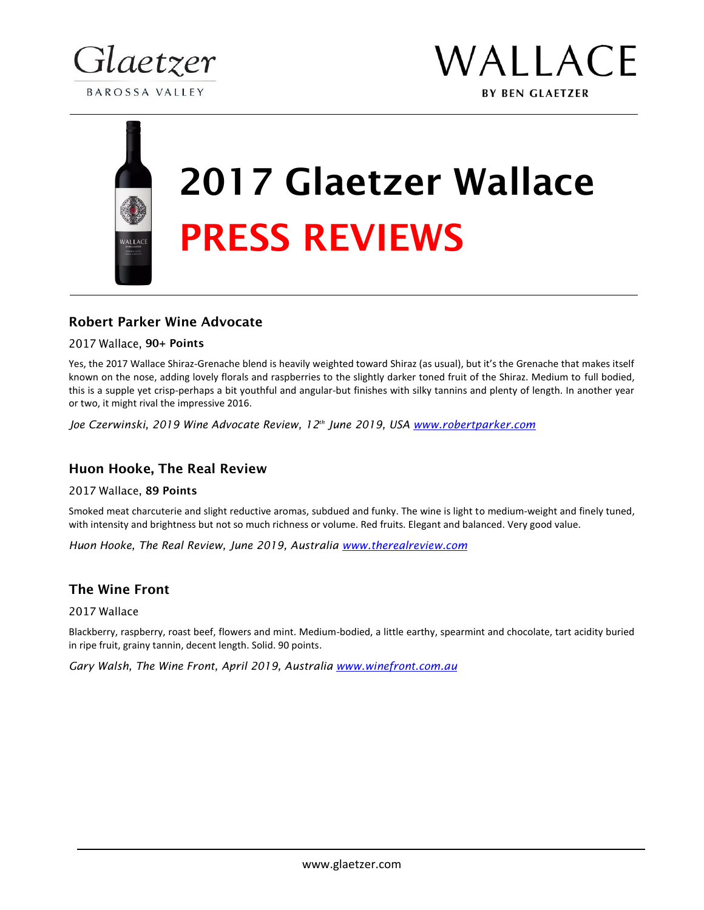Glaetzer
BAROSSA VALLEY

WALLACE
BY BEN GLAETZER

# 2017 Glaetzer Wallace PRESS REVIEWS

## Robert Parker Wine Advocate

2017 Wallace, **90+ Points**

Yes, the 2017 Wallace Shiraz-Grenache blend is heavily weighted toward Shiraz (as usual), but it's the Grenache that makes itself known on the nose, adding lovely florals and raspberries to the slightly darker toned fruit of the Shiraz. Medium to full bodied, this is a supple yet crisp-perhaps a bit youthful and angular-but finishes with silky tannins and plenty of length. In another year or two, it might rival the impressive 2016.

*Joe Czerwinski, 2019 Wine Advocate Review, 12th June 2019, USA [www.robertparker.com](www.robertparker.com)*

## Huon Hooke, The Real Review

2017 Wallace, **89 Points**

Smoked meat charcuterie and slight reductive aromas, subdued and funky. The wine is light to medium-weight and finely tuned, with intensity and brightness but not so much richness or volume. Red fruits. Elegant and balanced. Very good value.

*Huon Hooke, The Real Review, June 2019, Australia [www.therealreview.com](www.therealreview.com)*

## The Wine Front

2017 Wallace

Blackberry, raspberry, roast beef, flowers and mint. Medium-bodied, a little earthy, spearmint and chocolate, tart acidity buried in ripe fruit, grainy tannin, decent length. Solid. 90 points.

*Gary Walsh, The Wine Front, April 2019, Australia [www.winefront.com.au](www.winefront.com.au)*

www.glaetzer.com